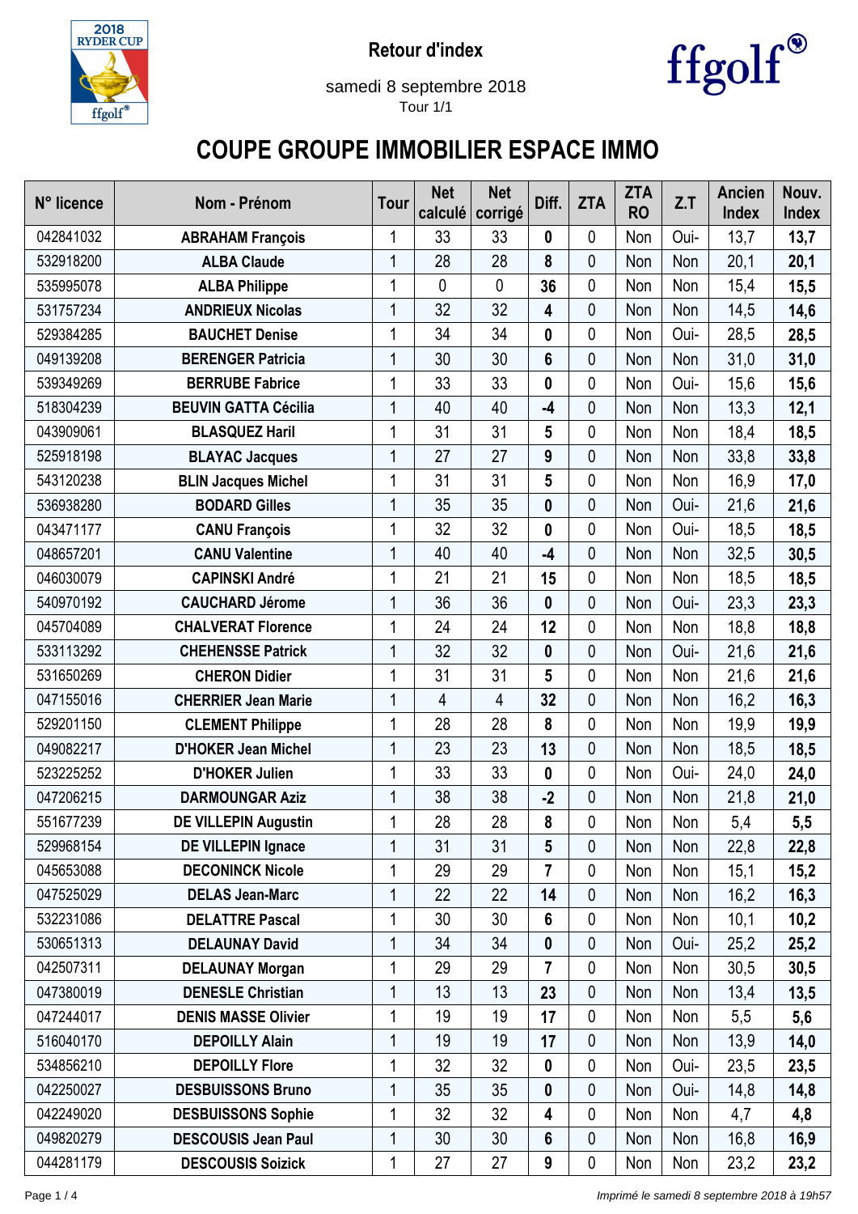Retour d'index

samedi 8 septembre 2018

Tour 1/1

# COUPE GROUPE IMMOBILIER ESPACE IMMO

| N° licence | Nom - Prénom | Tour | Net calculé | Net corrigé | Diff. | ZTA | ZTA RO | Z.T | Ancien Index | Nouv. Index |
|---|---|---|---|---|---|---|---|---|---|---|
| 042841032 | **ABRAHAM François** | 1 | 33 | 33 | **0** | 0 | Non | Oui- | 13,7 | **13,7** |
| 532918200 | **ALBA Claude** | 1 | 28 | 28 | **8** | 0 | Non | Non | 20,1 | **20,1** |
| 535995078 | **ALBA Philippe** | 1 | 0 | 0 | **36** | 0 | Non | Non | 15,4 | **15,5** |
| 531757234 | **ANDRIEUX Nicolas** | 1 | 32 | 32 | **4** | 0 | Non | Non | 14,5 | **14,6** |
| 529384285 | **BAUCHET Denise** | 1 | 34 | 34 | **0** | 0 | Non | Oui- | 28,5 | **28,5** |
| 049139208 | **BERENGER Patricia** | 1 | 30 | 30 | **6** | 0 | Non | Non | 31,0 | **31,0** |
| 539349269 | **BERRUBE Fabrice** | 1 | 33 | 33 | **0** | 0 | Non | Oui- | 15,6 | **15,6** |
| 518304239 | **BEUVIN GATTA Cécilia** | 1 | 40 | 40 | **-4** | 0 | Non | Non | 13,3 | **12,1** |
| 043909061 | **BLASQUEZ Haril** | 1 | 31 | 31 | **5** | 0 | Non | Non | 18,4 | **18,5** |
| 525918198 | **BLAYAC Jacques** | 1 | 27 | 27 | **9** | 0 | Non | Non | 33,8 | **33,8** |
| 543120238 | **BLIN Jacques Michel** | 1 | 31 | 31 | **5** | 0 | Non | Non | 16,9 | **17,0** |
| 536938280 | **BODARD Gilles** | 1 | 35 | 35 | **0** | 0 | Non | Oui- | 21,6 | **21,6** |
| 043471177 | **CANU François** | 1 | 32 | 32 | **0** | 0 | Non | Oui- | 18,5 | **18,5** |
| 048657201 | **CANU Valentine** | 1 | 40 | 40 | **-4** | 0 | Non | Non | 32,5 | **30,5** |
| 046030079 | **CAPINSKI André** | 1 | 21 | 21 | **15** | 0 | Non | Non | 18,5 | **18,5** |
| 540970192 | **CAUCHARD Jérome** | 1 | 36 | 36 | **0** | 0 | Non | Oui- | 23,3 | **23,3** |
| 045704089 | **CHALVERAT Florence** | 1 | 24 | 24 | **12** | 0 | Non | Non | 18,8 | **18,8** |
| 533113292 | **CHEHENSSE Patrick** | 1 | 32 | 32 | **0** | 0 | Non | Oui- | 21,6 | **21,6** |
| 531650269 | **CHERON Didier** | 1 | 31 | 31 | **5** | 0 | Non | Non | 21,6 | **21,6** |
| 047155016 | **CHERRIER Jean Marie** | 1 | 4 | 4 | **32** | 0 | Non | Non | 16,2 | **16,3** |
| 529201150 | **CLEMENT Philippe** | 1 | 28 | 28 | **8** | 0 | Non | Non | 19,9 | **19,9** |
| 049082217 | **D'HOKER Jean Michel** | 1 | 23 | 23 | **13** | 0 | Non | Non | 18,5 | **18,5** |
| 523225252 | **D'HOKER Julien** | 1 | 33 | 33 | **0** | 0 | Non | Oui- | 24,0 | **24,0** |
| 047206215 | **DARMOUNGAR Aziz** | 1 | 38 | 38 | **-2** | 0 | Non | Non | 21,8 | **21,0** |
| 551677239 | **DE VILLEPIN Augustin** | 1 | 28 | 28 | **8** | 0 | Non | Non | 5,4 | **5,5** |
| 529968154 | **DE VILLEPIN Ignace** | 1 | 31 | 31 | **5** | 0 | Non | Non | 22,8 | **22,8** |
| 045653088 | **DECONINCK Nicole** | 1 | 29 | 29 | **7** | 0 | Non | Non | 15,1 | **15,2** |
| 047525029 | **DELAS Jean-Marc** | 1 | 22 | 22 | **14** | 0 | Non | Non | 16,2 | **16,3** |
| 532231086 | **DELATTRE Pascal** | 1 | 30 | 30 | **6** | 0 | Non | Non | 10,1 | **10,2** |
| 530651313 | **DELAUNAY David** | 1 | 34 | 34 | **0** | 0 | Non | Oui- | 25,2 | **25,2** |
| 042507311 | **DELAUNAY Morgan** | 1 | 29 | 29 | **7** | 0 | Non | Non | 30,5 | **30,5** |
| 047380019 | **DENESLE Christian** | 1 | 13 | 13 | **23** | 0 | Non | Non | 13,4 | **13,5** |
| 047244017 | **DENIS MASSE Olivier** | 1 | 19 | 19 | **17** | 0 | Non | Non | 5,5 | **5,6** |
| 516040170 | **DEPOILLY Alain** | 1 | 19 | 19 | **17** | 0 | Non | Non | 13,9 | **14,0** |
| 534856210 | **DEPOILLY Flore** | 1 | 32 | 32 | **0** | 0 | Non | Oui- | 23,5 | **23,5** |
| 042250027 | **DESBUISSONS Bruno** | 1 | 35 | 35 | **0** | 0 | Non | Oui- | 14,8 | **14,8** |
| 042249020 | **DESBUISSONS Sophie** | 1 | 32 | 32 | **4** | 0 | Non | Non | 4,7 | **4,8** |
| 049820279 | **DESCOUSIS Jean Paul** | 1 | 30 | 30 | **6** | 0 | Non | Non | 16,8 | **16,9** |
| 044281179 | **DESCOUSIS Soizick** | 1 | 27 | 27 | **9** | 0 | Non | Non | 23,2 | **23,2** |

*Imprimé le samedi 8 septembre 2018 à 19h57*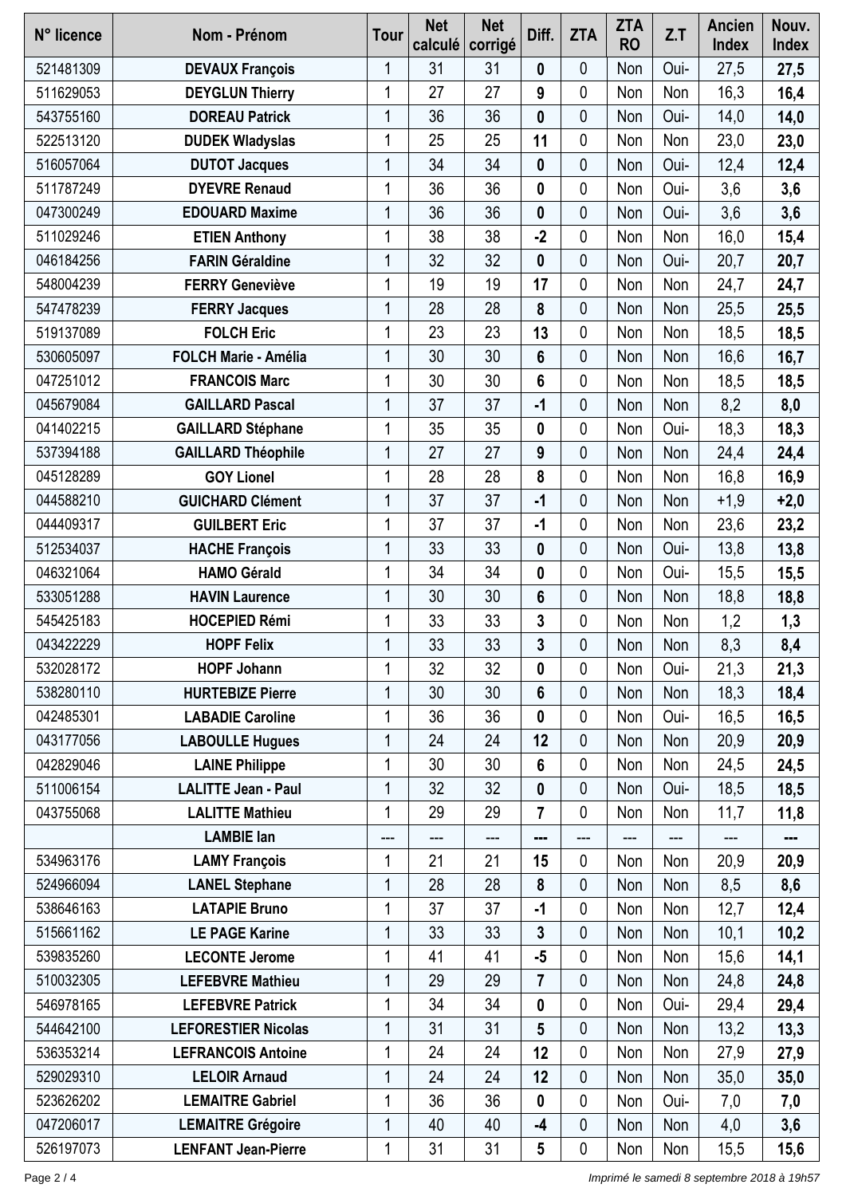| N° licence | Nom - Prénom | Tour | Net calculé | Net corrigé | Diff. | ZTA | ZTA RO | Z.T | Ancien Index | Nouv. Index |
|---|---|---|---|---|---|---|---|---|---|---|
| 521481309 | **DEVAUX François** | 1 | 31 | 31 | **0** | 0 | Non | Oui- | 27,5 | **27,5** |
| 511629053 | **DEYGLUN Thierry** | 1 | 27 | 27 | **9** | 0 | Non | Non | 16,3 | **16,4** |
| 543755160 | **DOREAU Patrick** | 1 | 36 | 36 | **0** | 0 | Non | Oui- | 14,0 | **14,0** |
| 522513120 | **DUDEK Wladyslas** | 1 | 25 | 25 | **11** | 0 | Non | Non | 23,0 | **23,0** |
| 516057064 | **DUTOT Jacques** | 1 | 34 | 34 | **0** | 0 | Non | Oui- | 12,4 | **12,4** |
| 511787249 | **DYEVRE Renaud** | 1 | 36 | 36 | **0** | 0 | Non | Oui- | 3,6 | **3,6** |
| 047300249 | **EDOUARD Maxime** | 1 | 36 | 36 | **0** | 0 | Non | Oui- | 3,6 | **3,6** |
| 511029246 | **ETIEN Anthony** | 1 | 38 | 38 | **-2** | 0 | Non | Non | 16,0 | **15,4** |
| 046184256 | **FARIN Géraldine** | 1 | 32 | 32 | **0** | 0 | Non | Oui- | 20,7 | **20,7** |
| 548004239 | **FERRY Geneviève** | 1 | 19 | 19 | **17** | 0 | Non | Non | 24,7 | **24,7** |
| 547478239 | **FERRY Jacques** | 1 | 28 | 28 | **8** | 0 | Non | Non | 25,5 | **25,5** |
| 519137089 | **FOLCH Eric** | 1 | 23 | 23 | **13** | 0 | Non | Non | 18,5 | **18,5** |
| 530605097 | **FOLCH Marie - Amélia** | 1 | 30 | 30 | **6** | 0 | Non | Non | 16,6 | **16,7** |
| 047251012 | **FRANCOIS Marc** | 1 | 30 | 30 | **6** | 0 | Non | Non | 18,5 | **18,5** |
| 045679084 | **GAILLARD Pascal** | 1 | 37 | 37 | **-1** | 0 | Non | Non | 8,2 | **8,0** |
| 041402215 | **GAILLARD Stéphane** | 1 | 35 | 35 | **0** | 0 | Non | Oui- | 18,3 | **18,3** |
| 537394188 | **GAILLARD Théophile** | 1 | 27 | 27 | **9** | 0 | Non | Non | 24,4 | **24,4** |
| 045128289 | **GOY Lionel** | 1 | 28 | 28 | **8** | 0 | Non | Non | 16,8 | **16,9** |
| 044588210 | **GUICHARD Clément** | 1 | 37 | 37 | **-1** | 0 | Non | Non | +1,9 | **+2,0** |
| 044409317 | **GUILBERT Eric** | 1 | 37 | 37 | **-1** | 0 | Non | Non | 23,6 | **23,2** |
| 512534037 | **HACHE François** | 1 | 33 | 33 | **0** | 0 | Non | Oui- | 13,8 | **13,8** |
| 046321064 | **HAMO Gérald** | 1 | 34 | 34 | **0** | 0 | Non | Oui- | 15,5 | **15,5** |
| 533051288 | **HAVIN Laurence** | 1 | 30 | 30 | **6** | 0 | Non | Non | 18,8 | **18,8** |
| 545425183 | **HOCEPIED Rémi** | 1 | 33 | 33 | **3** | 0 | Non | Non | 1,2 | **1,3** |
| 043422229 | **HOPF Felix** | 1 | 33 | 33 | **3** | 0 | Non | Non | 8,3 | **8,4** |
| 532028172 | **HOPF Johann** | 1 | 32 | 32 | **0** | 0 | Non | Oui- | 21,3 | **21,3** |
| 538280110 | **HURTEBIZE Pierre** | 1 | 30 | 30 | **6** | 0 | Non | Non | 18,3 | **18,4** |
| 042485301 | **LABADIE Caroline** | 1 | 36 | 36 | **0** | 0 | Non | Oui- | 16,5 | **16,5** |
| 043177056 | **LABOULLE Hugues** | 1 | 24 | 24 | **12** | 0 | Non | Non | 20,9 | **20,9** |
| 042829046 | **LAINE Philippe** | 1 | 30 | 30 | **6** | 0 | Non | Non | 24,5 | **24,5** |
| 511006154 | **LALITTE Jean - Paul** | 1 | 32 | 32 | **0** | 0 | Non | Oui- | 18,5 | **18,5** |
| 043755068 | **LALITTE Mathieu** | 1 | 29 | 29 | **7** | 0 | Non | Non | 11,7 | **11,8** |
| | **LAMBIE Ian** | --- | --- | --- | **---** | --- | --- | --- | --- | **---** |
| 534963176 | **LAMY François** | 1 | 21 | 21 | **15** | 0 | Non | Non | 20,9 | **20,9** |
| 524966094 | **LANEL Stephane** | 1 | 28 | 28 | **8** | 0 | Non | Non | 8,5 | **8,6** |
| 538646163 | **LATAPIE Bruno** | 1 | 37 | 37 | **-1** | 0 | Non | Non | 12,7 | **12,4** |
| 515661162 | **LE PAGE Karine** | 1 | 33 | 33 | **3** | 0 | Non | Non | 10,1 | **10,2** |
| 539835260 | **LECONTE Jerome** | 1 | 41 | 41 | **-5** | 0 | Non | Non | 15,6 | **14,1** |
| 510032305 | **LEFEBVRE Mathieu** | 1 | 29 | 29 | **7** | 0 | Non | Non | 24,8 | **24,8** |
| 546978165 | **LEFEBVRE Patrick** | 1 | 34 | 34 | **0** | 0 | Non | Oui- | 29,4 | **29,4** |
| 544642100 | **LEFORESTIER Nicolas** | 1 | 31 | 31 | **5** | 0 | Non | Non | 13,2 | **13,3** |
| 536353214 | **LEFRANCOIS Antoine** | 1 | 24 | 24 | **12** | 0 | Non | Non | 27,9 | **27,9** |
| 529029310 | **LELOIR Arnaud** | 1 | 24 | 24 | **12** | 0 | Non | Non | 35,0 | **35,0** |
| 523626202 | **LEMAITRE Gabriel** | 1 | 36 | 36 | **0** | 0 | Non | Oui- | 7,0 | **7,0** |
| 047206017 | **LEMAITRE Grégoire** | 1 | 40 | 40 | **-4** | 0 | Non | Non | 4,0 | **3,6** |
| 526197073 | **LENFANT Jean-Pierre** | 1 | 31 | 31 | **5** | 0 | Non | Non | 15,5 | **15,6** |

*Imprimé le samedi 8 septembre 2018 à 19h57*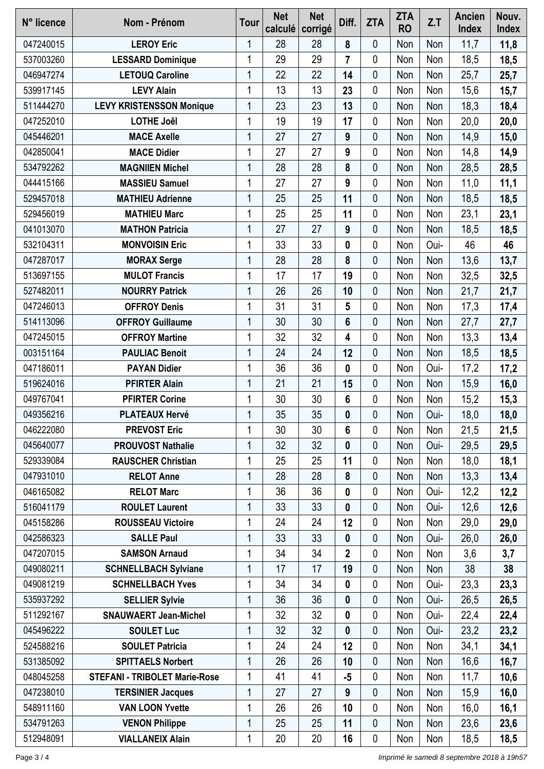| N° licence | Nom - Prénom | Tour | Net calculé | Net corrigé | Diff. | ZTA | ZTA RO | Z.T | Ancien Index | Nouv. Index |
|---|---|---|---|---|---|---|---|---|---|---|
| 047240015 | **LEROY Eric** | 1 | 28 | 28 | **8** | 0 | Non | Non | 11,7 | **11,8** |
| 537003260 | **LESSARD Dominique** | 1 | 29 | 29 | **7** | 0 | Non | Non | 18,5 | **18,5** |
| 046947274 | **LETOUQ Caroline** | 1 | 22 | 22 | **14** | 0 | Non | Non | 25,7 | **25,7** |
| 539917145 | **LEVY Alain** | 1 | 13 | 13 | **23** | 0 | Non | Non | 15,6 | **15,7** |
| 511444270 | **LEVY KRISTENSSON Monique** | 1 | 23 | 23 | **13** | 0 | Non | Non | 18,3 | **18,4** |
| 047252010 | **LOTHE Joêl** | 1 | 19 | 19 | **17** | 0 | Non | Non | 20,0 | **20,0** |
| 045446201 | **MACE Axelle** | 1 | 27 | 27 | **9** | 0 | Non | Non | 14,9 | **15,0** |
| 042850041 | **MACE Didier** | 1 | 27 | 27 | **9** | 0 | Non | Non | 14,8 | **14,9** |
| 534792262 | **MAGNIIEN Michel** | 1 | 28 | 28 | **8** | 0 | Non | Non | 28,5 | **28,5** |
| 044415166 | **MASSIEU Samuel** | 1 | 27 | 27 | **9** | 0 | Non | Non | 11,0 | **11,1** |
| 529457018 | **MATHIEU Adrienne** | 1 | 25 | 25 | **11** | 0 | Non | Non | 18,5 | **18,5** |
| 529456019 | **MATHIEU Marc** | 1 | 25 | 25 | **11** | 0 | Non | Non | 23,1 | **23,1** |
| 041013070 | **MATHON Patricia** | 1 | 27 | 27 | **9** | 0 | Non | Non | 18,5 | **18,5** |
| 532104311 | **MONVOISIN Eric** | 1 | 33 | 33 | **0** | 0 | Non | Oui- | 46 | **46** |
| 047287017 | **MORAX Serge** | 1 | 28 | 28 | **8** | 0 | Non | Non | 13,6 | **13,7** |
| 513697155 | **MULOT Francis** | 1 | 17 | 17 | **19** | 0 | Non | Non | 32,5 | **32,5** |
| 527482011 | **NOURRY Patrick** | 1 | 26 | 26 | **10** | 0 | Non | Non | 21,7 | **21,7** |
| 047246013 | **OFFROY Denis** | 1 | 31 | 31 | **5** | 0 | Non | Non | 17,3 | **17,4** |
| 514113096 | **OFFROY Guillaume** | 1 | 30 | 30 | **6** | 0 | Non | Non | 27,7 | **27,7** |
| 047245015 | **OFFROY Martine** | 1 | 32 | 32 | **4** | 0 | Non | Non | 13,3 | **13,4** |
| 003151164 | **PAULIAC Benoit** | 1 | 24 | 24 | **12** | 0 | Non | Non | 18,5 | **18,5** |
| 047186011 | **PAYAN Didier** | 1 | 36 | 36 | **0** | 0 | Non | Oui- | 17,2 | **17,2** |
| 519624016 | **PFIRTER Alain** | 1 | 21 | 21 | **15** | 0 | Non | Non | 15,9 | **16,0** |
| 049767041 | **PFIRTER Corine** | 1 | 30 | 30 | **6** | 0 | Non | Non | 15,2 | **15,3** |
| 049356216 | **PLATEAUX Hervé** | 1 | 35 | 35 | **0** | 0 | Non | Oui- | 18,0 | **18,0** |
| 046222080 | **PREVOST Eric** | 1 | 30 | 30 | **6** | 0 | Non | Non | 21,5 | **21,5** |
| 045640077 | **PROUVOST Nathalie** | 1 | 32 | 32 | **0** | 0 | Non | Oui- | 29,5 | **29,5** |
| 529339084 | **RAUSCHER Christian** | 1 | 25 | 25 | **11** | 0 | Non | Non | 18,0 | **18,1** |
| 047931010 | **RELOT Anne** | 1 | 28 | 28 | **8** | 0 | Non | Non | 13,3 | **13,4** |
| 046165082 | **RELOT Marc** | 1 | 36 | 36 | **0** | 0 | Non | Oui- | 12,2 | **12,2** |
| 516041179 | **ROULET Laurent** | 1 | 33 | 33 | **0** | 0 | Non | Oui- | 12,6 | **12,6** |
| 045158286 | **ROUSSEAU Victoire** | 1 | 24 | 24 | **12** | 0 | Non | Non | 29,0 | **29,0** |
| 042586323 | **SALLE Paul** | 1 | 33 | 33 | **0** | 0 | Non | Oui- | 26,0 | **26,0** |
| 047207015 | **SAMSON Arnaud** | 1 | 34 | 34 | **2** | 0 | Non | Non | 3,6 | **3,7** |
| 049080211 | **SCHNELLBACH Sylviane** | 1 | 17 | 17 | **19** | 0 | Non | Non | 38 | **38** |
| 049081219 | **SCHNELLBACH Yves** | 1 | 34 | 34 | **0** | 0 | Non | Oui- | 23,3 | **23,3** |
| 535937292 | **SELLIER Sylvie** | 1 | 36 | 36 | **0** | 0 | Non | Oui- | 26,5 | **26,5** |
| 511292167 | **SNAUWAERT Jean-Michel** | 1 | 32 | 32 | **0** | 0 | Non | Oui- | 22,4 | **22,4** |
| 045496222 | **SOULET Luc** | 1 | 32 | 32 | **0** | 0 | Non | Oui- | 23,2 | **23,2** |
| 524588216 | **SOULET Patricia** | 1 | 24 | 24 | **12** | 0 | Non | Non | 34,1 | **34,1** |
| 531385092 | **SPITTAELS Norbert** | 1 | 26 | 26 | **10** | 0 | Non | Non | 16,6 | **16,7** |
| 048045258 | **STEFANI - TRIBOLET Marie-Rose** | 1 | 41 | 41 | **-5** | 0 | Non | Non | 11,7 | **10,6** |
| 047238010 | **TERSINIER Jacques** | 1 | 27 | 27 | **9** | 0 | Non | Non | 15,9 | **16,0** |
| 548911160 | **VAN LOON Yvette** | 1 | 26 | 26 | **10** | 0 | Non | Non | 16,0 | **16,1** |
| 534791263 | **VENON Philippe** | 1 | 25 | 25 | **11** | 0 | Non | Non | 23,6 | **23,6** |
| 512948091 | **VIALLANEIX Alain** | 1 | 20 | 20 | **16** | 0 | Non | Non | 18,5 | **18,5** |

*Imprimé le samedi 8 septembre 2018 à 19h57*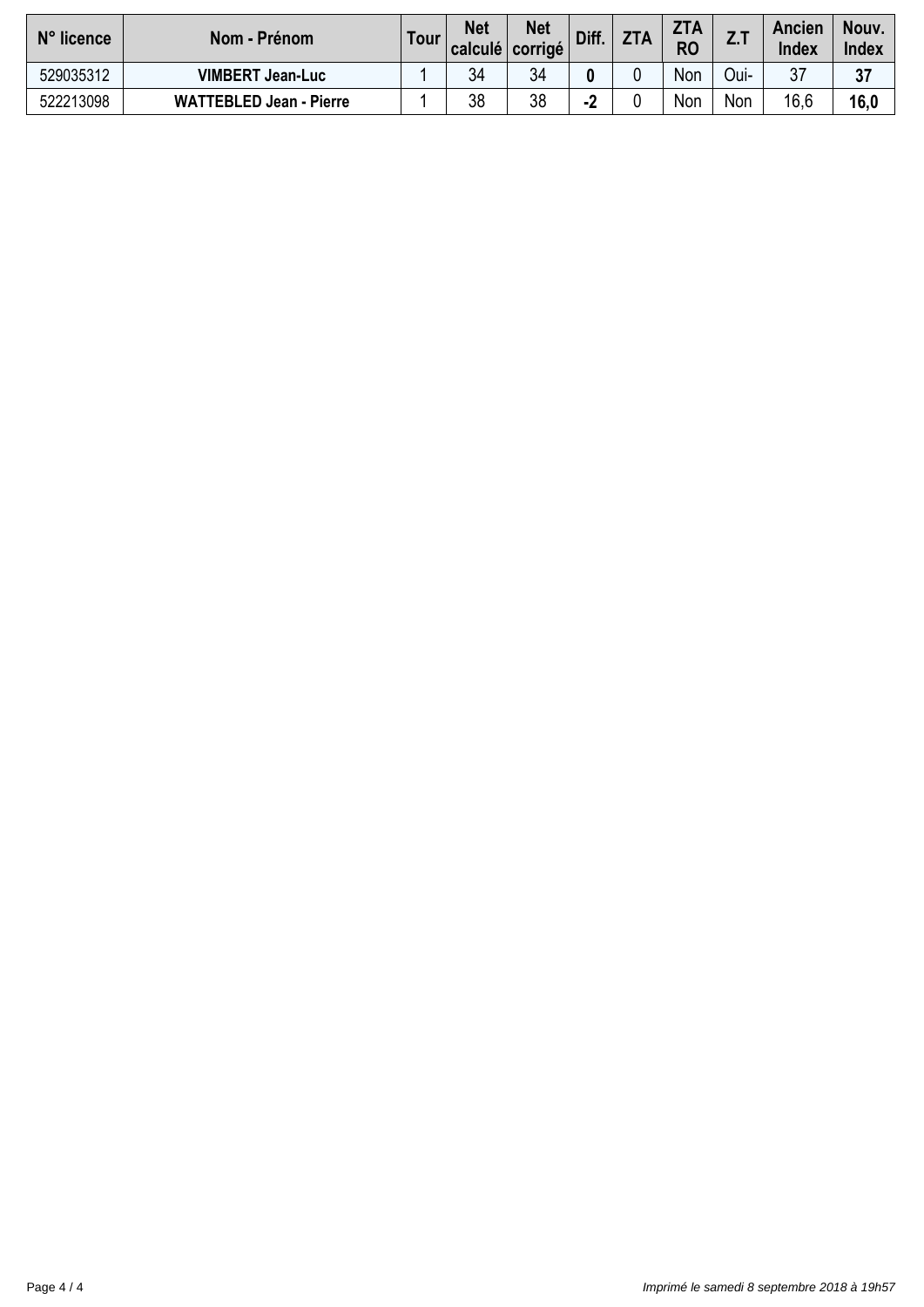| N° licence | Nom - Prénom | Tour | Net calculé | Net corrigé | Diff. | ZTA | ZTA RO | Z.T | Ancien Index | Nouv. Index |
|---|---|---|---|---|---|---|---|---|---|---|
| 529035312 | **VIMBERT Jean-Luc** | 1 | 34 | 34 | **0** | 0 | Non | Oui- | 37 | **37** |
| 522213098 | **WATTEBLED Jean - Pierre** | 1 | 38 | 38 | **-2** | 0 | Non | Non | 16,6 | **16,0** |

*Imprimé le samedi 8 septembre 2018 à 19h57*